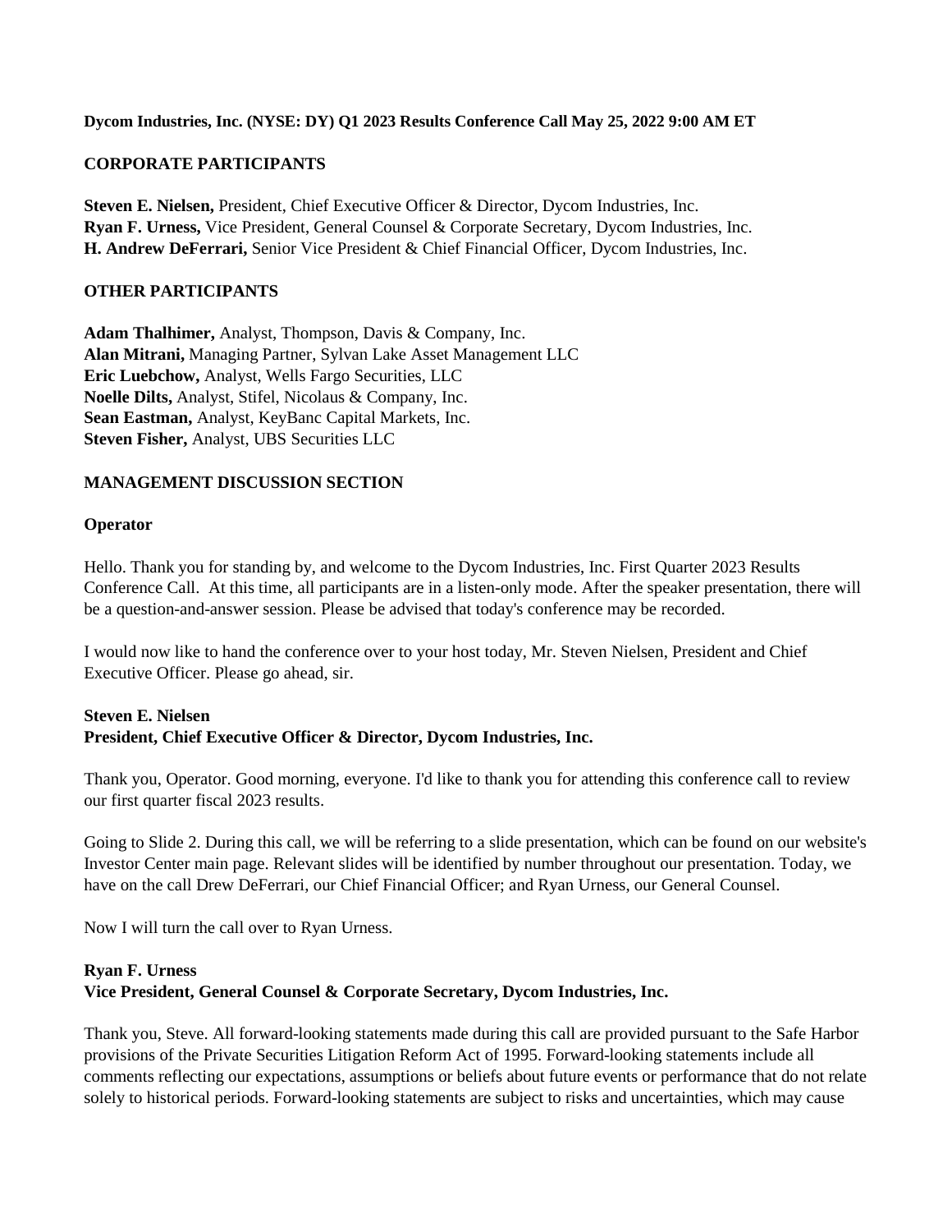**Dycom Industries, Inc. (NYSE: DY) Q1 2023 Results Conference Call May 25, 2022 9:00 AM ET**

## CORPORATE PARTICIPANTS

**Steven E. Nielsen,** President, Chief Executive Officer & Director, Dycom Industries, Inc.
**Ryan F. Urness,** Vice President, General Counsel & Corporate Secretary, Dycom Industries, Inc.
**H. Andrew DeFerrari,** Senior Vice President & Chief Financial Officer, Dycom Industries, Inc.

## OTHER PARTICIPANTS

**Adam Thalhimer,** Analyst, Thompson, Davis & Company, Inc.
**Alan Mitrani,** Managing Partner, Sylvan Lake Asset Management LLC
**Eric Luebchow,** Analyst, Wells Fargo Securities, LLC
**Noelle Dilts,** Analyst, Stifel, Nicolaus & Company, Inc.
**Sean Eastman,** Analyst, KeyBanc Capital Markets, Inc.
**Steven Fisher,** Analyst, UBS Securities LLC

## MANAGEMENT DISCUSSION SECTION

**Operator**

Hello. Thank you for standing by, and welcome to the Dycom Industries, Inc. First Quarter 2023 Results Conference Call. At this time, all participants are in a listen-only mode. After the speaker presentation, there will be a question-and-answer session. Please be advised that today's conference may be recorded.

I would now like to hand the conference over to your host today, Mr. Steven Nielsen, President and Chief Executive Officer. Please go ahead, sir.

**Steven E. Nielsen**
**President, Chief Executive Officer & Director, Dycom Industries, Inc.**

Thank you, Operator. Good morning, everyone. I'd like to thank you for attending this conference call to review our first quarter fiscal 2023 results.

Going to Slide 2. During this call, we will be referring to a slide presentation, which can be found on our website's Investor Center main page. Relevant slides will be identified by number throughout our presentation. Today, we have on the call Drew DeFerrari, our Chief Financial Officer; and Ryan Urness, our General Counsel.

Now I will turn the call over to Ryan Urness.

**Ryan F. Urness**
**Vice President, General Counsel & Corporate Secretary, Dycom Industries, Inc.**

Thank you, Steve. All forward-looking statements made during this call are provided pursuant to the Safe Harbor provisions of the Private Securities Litigation Reform Act of 1995. Forward-looking statements include all comments reflecting our expectations, assumptions or beliefs about future events or performance that do not relate solely to historical periods. Forward-looking statements are subject to risks and uncertainties, which may cause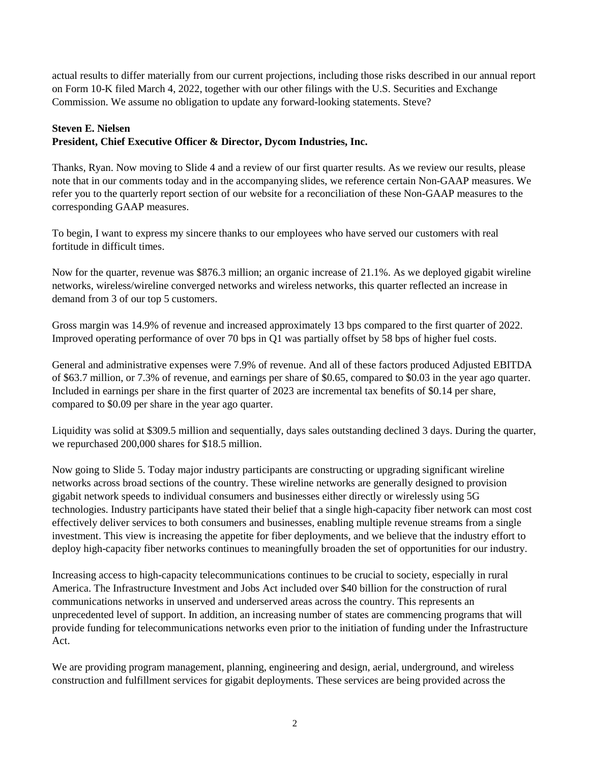actual results to differ materially from our current projections, including those risks described in our annual report on Form 10-K filed March 4, 2022, together with our other filings with the U.S. Securities and Exchange Commission. We assume no obligation to update any forward-looking statements. Steve?

**Steven E. Nielsen**
**President, Chief Executive Officer & Director, Dycom Industries, Inc.**

Thanks, Ryan. Now moving to Slide 4 and a review of our first quarter results. As we review our results, please note that in our comments today and in the accompanying slides, we reference certain Non-GAAP measures. We refer you to the quarterly report section of our website for a reconciliation of these Non-GAAP measures to the corresponding GAAP measures.

To begin, I want to express my sincere thanks to our employees who have served our customers with real fortitude in difficult times.

Now for the quarter, revenue was $876.3 million; an organic increase of 21.1%. As we deployed gigabit wireline networks, wireless/wireline converged networks and wireless networks, this quarter reflected an increase in demand from 3 of our top 5 customers.

Gross margin was 14.9% of revenue and increased approximately 13 bps compared to the first quarter of 2022. Improved operating performance of over 70 bps in Q1 was partially offset by 58 bps of higher fuel costs.

General and administrative expenses were 7.9% of revenue. And all of these factors produced Adjusted EBITDA of $63.7 million, or 7.3% of revenue, and earnings per share of $0.65, compared to $0.03 in the year ago quarter. Included in earnings per share in the first quarter of 2023 are incremental tax benefits of $0.14 per share, compared to $0.09 per share in the year ago quarter.

Liquidity was solid at $309.5 million and sequentially, days sales outstanding declined 3 days. During the quarter, we repurchased 200,000 shares for $18.5 million.

Now going to Slide 5. Today major industry participants are constructing or upgrading significant wireline networks across broad sections of the country. These wireline networks are generally designed to provision gigabit network speeds to individual consumers and businesses either directly or wirelessly using 5G technologies. Industry participants have stated their belief that a single high-capacity fiber network can most cost effectively deliver services to both consumers and businesses, enabling multiple revenue streams from a single investment. This view is increasing the appetite for fiber deployments, and we believe that the industry effort to deploy high-capacity fiber networks continues to meaningfully broaden the set of opportunities for our industry.

Increasing access to high-capacity telecommunications continues to be crucial to society, especially in rural America. The Infrastructure Investment and Jobs Act included over $40 billion for the construction of rural communications networks in unserved and underserved areas across the country. This represents an unprecedented level of support. In addition, an increasing number of states are commencing programs that will provide funding for telecommunications networks even prior to the initiation of funding under the Infrastructure Act.

We are providing program management, planning, engineering and design, aerial, underground, and wireless construction and fulfillment services for gigabit deployments. These services are being provided across the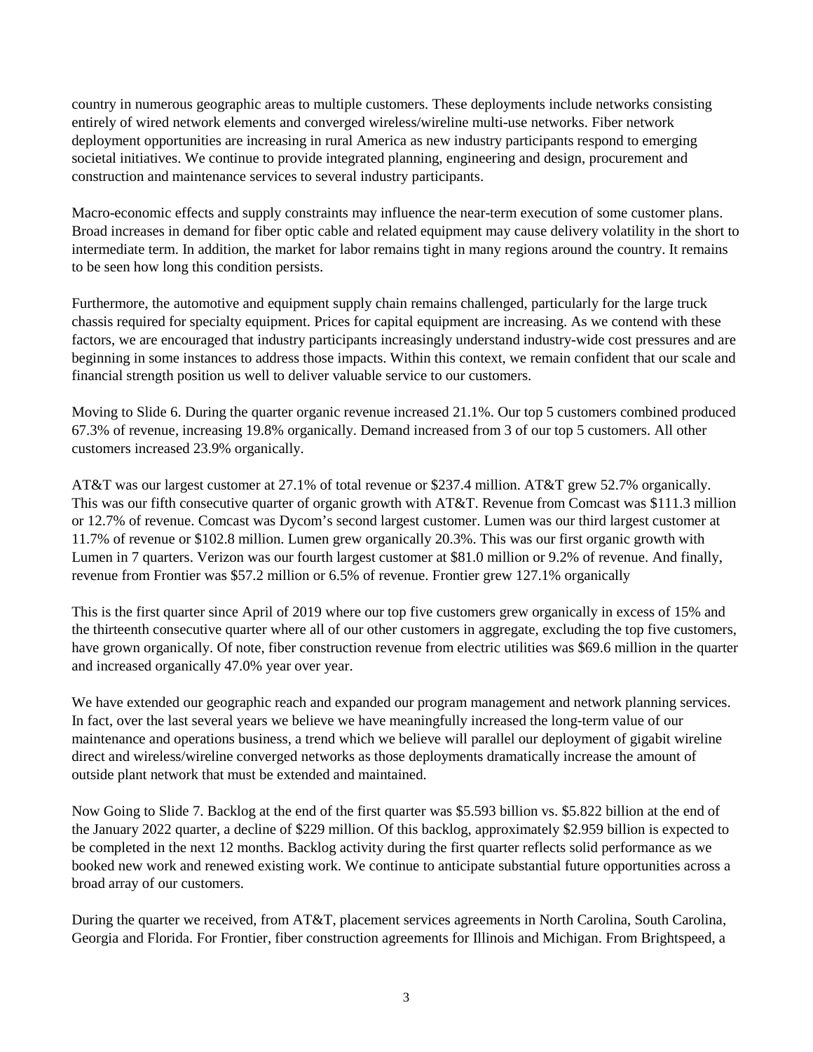country in numerous geographic areas to multiple customers. These deployments include networks consisting entirely of wired network elements and converged wireless/wireline multi-use networks. Fiber network deployment opportunities are increasing in rural America as new industry participants respond to emerging societal initiatives. We continue to provide integrated planning, engineering and design, procurement and construction and maintenance services to several industry participants.

Macro-economic effects and supply constraints may influence the near-term execution of some customer plans. Broad increases in demand for fiber optic cable and related equipment may cause delivery volatility in the short to intermediate term. In addition, the market for labor remains tight in many regions around the country. It remains to be seen how long this condition persists.

Furthermore, the automotive and equipment supply chain remains challenged, particularly for the large truck chassis required for specialty equipment. Prices for capital equipment are increasing. As we contend with these factors, we are encouraged that industry participants increasingly understand industry-wide cost pressures and are beginning in some instances to address those impacts. Within this context, we remain confident that our scale and financial strength position us well to deliver valuable service to our customers.

Moving to Slide 6. During the quarter organic revenue increased 21.1%. Our top 5 customers combined produced 67.3% of revenue, increasing 19.8% organically. Demand increased from 3 of our top 5 customers. All other customers increased 23.9% organically.

AT&T was our largest customer at 27.1% of total revenue or $237.4 million. AT&T grew 52.7% organically. This was our fifth consecutive quarter of organic growth with AT&T. Revenue from Comcast was $111.3 million or 12.7% of revenue. Comcast was Dycom's second largest customer. Lumen was our third largest customer at 11.7% of revenue or $102.8 million. Lumen grew organically 20.3%. This was our first organic growth with Lumen in 7 quarters. Verizon was our fourth largest customer at $81.0 million or 9.2% of revenue. And finally, revenue from Frontier was $57.2 million or 6.5% of revenue. Frontier grew 127.1% organically

This is the first quarter since April of 2019 where our top five customers grew organically in excess of 15% and the thirteenth consecutive quarter where all of our other customers in aggregate, excluding the top five customers, have grown organically. Of note, fiber construction revenue from electric utilities was $69.6 million in the quarter and increased organically 47.0% year over year.

We have extended our geographic reach and expanded our program management and network planning services. In fact, over the last several years we believe we have meaningfully increased the long-term value of our maintenance and operations business, a trend which we believe will parallel our deployment of gigabit wireline direct and wireless/wireline converged networks as those deployments dramatically increase the amount of outside plant network that must be extended and maintained.

Now Going to Slide 7. Backlog at the end of the first quarter was $5.593 billion vs. $5.822 billion at the end of the January 2022 quarter, a decline of $229 million. Of this backlog, approximately $2.959 billion is expected to be completed in the next 12 months. Backlog activity during the first quarter reflects solid performance as we booked new work and renewed existing work. We continue to anticipate substantial future opportunities across a broad array of our customers.

During the quarter we received, from AT&T, placement services agreements in North Carolina, South Carolina, Georgia and Florida. For Frontier, fiber construction agreements for Illinois and Michigan. From Brightspeed, a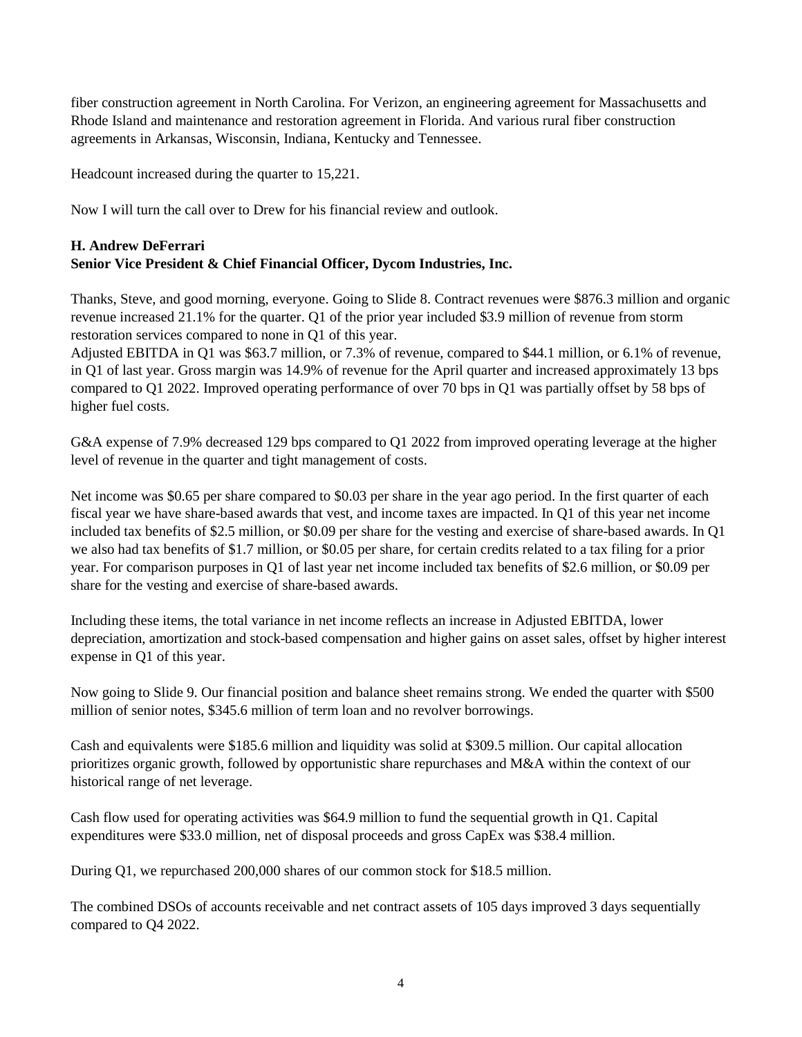fiber construction agreement in North Carolina. For Verizon, an engineering agreement for Massachusetts and Rhode Island and maintenance and restoration agreement in Florida. And various rural fiber construction agreements in Arkansas, Wisconsin, Indiana, Kentucky and Tennessee.

Headcount increased during the quarter to 15,221.

Now I will turn the call over to Drew for his financial review and outlook.

**H. Andrew DeFerrari**
**Senior Vice President & Chief Financial Officer, Dycom Industries, Inc.**

Thanks, Steve, and good morning, everyone. Going to Slide 8. Contract revenues were $876.3 million and organic revenue increased 21.1% for the quarter. Q1 of the prior year included $3.9 million of revenue from storm restoration services compared to none in Q1 of this year.
Adjusted EBITDA in Q1 was $63.7 million, or 7.3% of revenue, compared to $44.1 million, or 6.1% of revenue, in Q1 of last year. Gross margin was 14.9% of revenue for the April quarter and increased approximately 13 bps compared to Q1 2022. Improved operating performance of over 70 bps in Q1 was partially offset by 58 bps of higher fuel costs.

G&A expense of 7.9% decreased 129 bps compared to Q1 2022 from improved operating leverage at the higher level of revenue in the quarter and tight management of costs.

Net income was $0.65 per share compared to $0.03 per share in the year ago period. In the first quarter of each fiscal year we have share-based awards that vest, and income taxes are impacted. In Q1 of this year net income included tax benefits of $2.5 million, or $0.09 per share for the vesting and exercise of share-based awards. In Q1 we also had tax benefits of $1.7 million, or $0.05 per share, for certain credits related to a tax filing for a prior year. For comparison purposes in Q1 of last year net income included tax benefits of $2.6 million, or $0.09 per share for the vesting and exercise of share-based awards.

Including these items, the total variance in net income reflects an increase in Adjusted EBITDA, lower depreciation, amortization and stock-based compensation and higher gains on asset sales, offset by higher interest expense in Q1 of this year.

Now going to Slide 9. Our financial position and balance sheet remains strong. We ended the quarter with $500 million of senior notes, $345.6 million of term loan and no revolver borrowings.

Cash and equivalents were $185.6 million and liquidity was solid at $309.5 million. Our capital allocation prioritizes organic growth, followed by opportunistic share repurchases and M&A within the context of our historical range of net leverage.

Cash flow used for operating activities was $64.9 million to fund the sequential growth in Q1. Capital expenditures were $33.0 million, net of disposal proceeds and gross CapEx was $38.4 million.

During Q1, we repurchased 200,000 shares of our common stock for $18.5 million.

The combined DSOs of accounts receivable and net contract assets of 105 days improved 3 days sequentially compared to Q4 2022.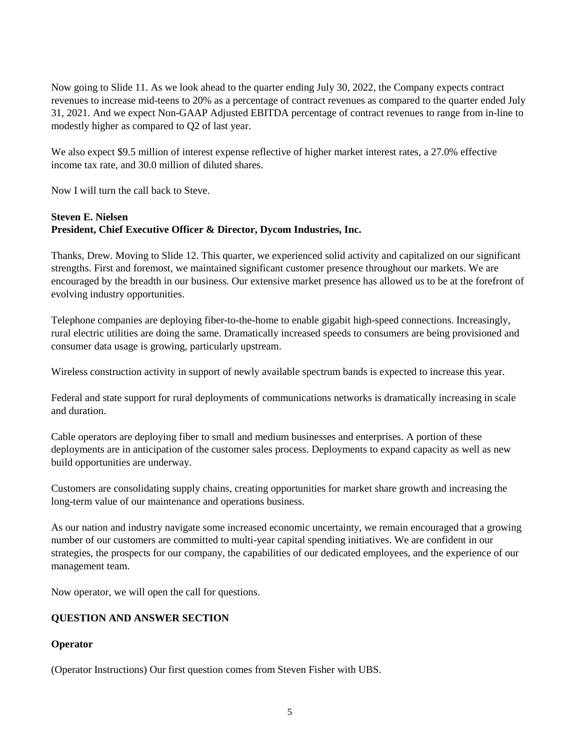Now going to Slide 11. As we look ahead to the quarter ending July 30, 2022, the Company expects contract revenues to increase mid-teens to 20% as a percentage of contract revenues as compared to the quarter ended July 31, 2021. And we expect Non-GAAP Adjusted EBITDA percentage of contract revenues to range from in-line to modestly higher as compared to Q2 of last year.

We also expect $9.5 million of interest expense reflective of higher market interest rates, a 27.0% effective income tax rate, and 30.0 million of diluted shares.

Now I will turn the call back to Steve.

**Steven E. Nielsen**
**President, Chief Executive Officer & Director, Dycom Industries, Inc.**

Thanks, Drew. Moving to Slide 12. This quarter, we experienced solid activity and capitalized on our significant strengths. First and foremost, we maintained significant customer presence throughout our markets. We are encouraged by the breadth in our business. Our extensive market presence has allowed us to be at the forefront of evolving industry opportunities.

Telephone companies are deploying fiber-to-the-home to enable gigabit high-speed connections. Increasingly, rural electric utilities are doing the same. Dramatically increased speeds to consumers are being provisioned and consumer data usage is growing, particularly upstream.

Wireless construction activity in support of newly available spectrum bands is expected to increase this year.

Federal and state support for rural deployments of communications networks is dramatically increasing in scale and duration.

Cable operators are deploying fiber to small and medium businesses and enterprises. A portion of these deployments are in anticipation of the customer sales process. Deployments to expand capacity as well as new build opportunities are underway.

Customers are consolidating supply chains, creating opportunities for market share growth and increasing the long-term value of our maintenance and operations business.

As our nation and industry navigate some increased economic uncertainty, we remain encouraged that a growing number of our customers are committed to multi-year capital spending initiatives. We are confident in our strategies, the prospects for our company, the capabilities of our dedicated employees, and the experience of our management team.

Now operator, we will open the call for questions.

**QUESTION AND ANSWER SECTION**

**Operator**

(Operator Instructions) Our first question comes from Steven Fisher with UBS.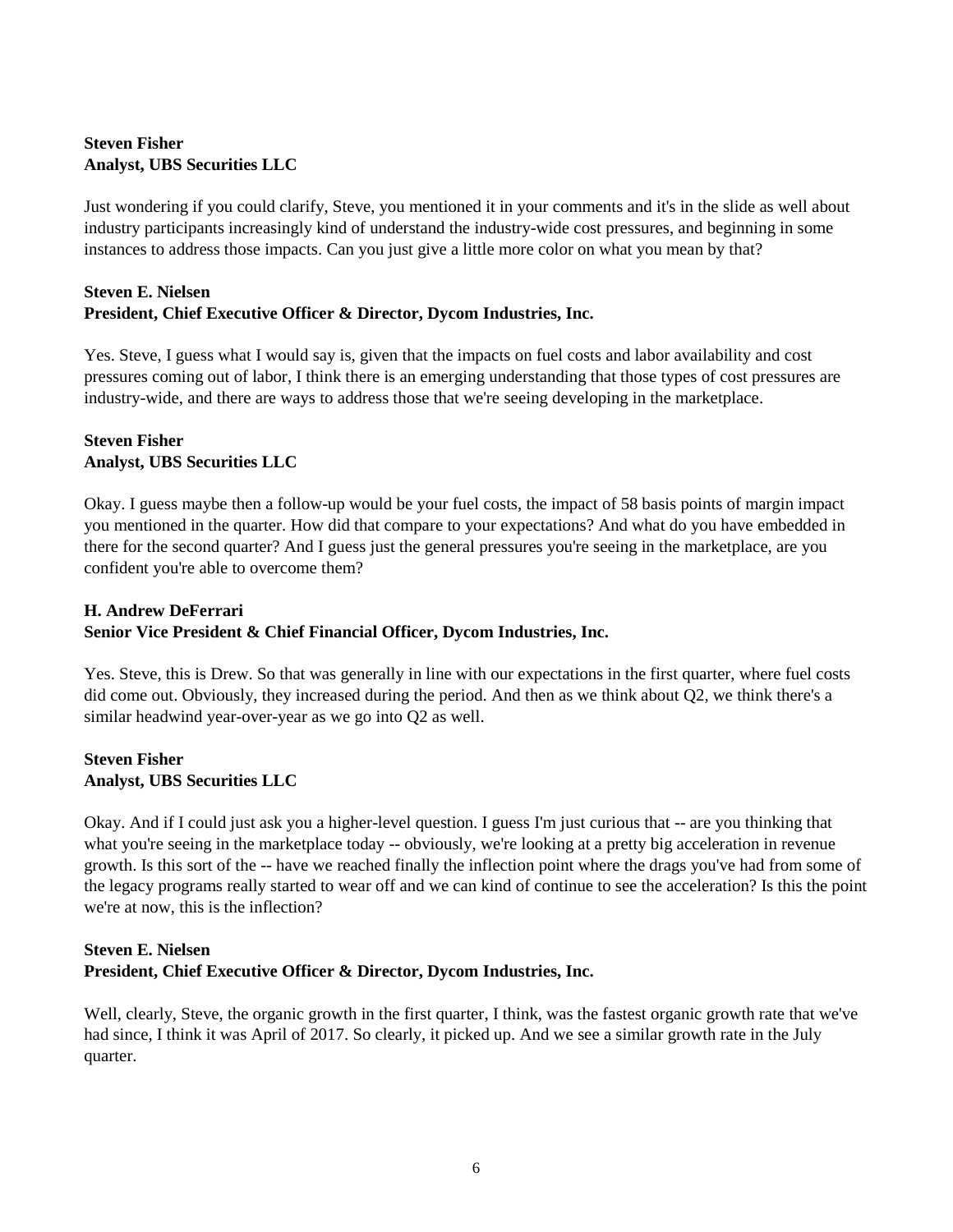**Steven Fisher**
**Analyst, UBS Securities LLC**

Just wondering if you could clarify, Steve, you mentioned it in your comments and it's in the slide as well about industry participants increasingly kind of understand the industry-wide cost pressures, and beginning in some instances to address those impacts. Can you just give a little more color on what you mean by that?

**Steven E. Nielsen**
**President, Chief Executive Officer & Director, Dycom Industries, Inc.**

Yes. Steve, I guess what I would say is, given that the impacts on fuel costs and labor availability and cost pressures coming out of labor, I think there is an emerging understanding that those types of cost pressures are industry-wide, and there are ways to address those that we're seeing developing in the marketplace.

**Steven Fisher**
**Analyst, UBS Securities LLC**

Okay. I guess maybe then a follow-up would be your fuel costs, the impact of 58 basis points of margin impact you mentioned in the quarter. How did that compare to your expectations? And what do you have embedded in there for the second quarter? And I guess just the general pressures you're seeing in the marketplace, are you confident you're able to overcome them?

**H. Andrew DeFerrari**
**Senior Vice President & Chief Financial Officer, Dycom Industries, Inc.**

Yes. Steve, this is Drew. So that was generally in line with our expectations in the first quarter, where fuel costs did come out. Obviously, they increased during the period. And then as we think about Q2, we think there's a similar headwind year-over-year as we go into Q2 as well.

**Steven Fisher**
**Analyst, UBS Securities LLC**

Okay. And if I could just ask you a higher-level question. I guess I'm just curious that -- are you thinking that what you're seeing in the marketplace today -- obviously, we're looking at a pretty big acceleration in revenue growth. Is this sort of the -- have we reached finally the inflection point where the drags you've had from some of the legacy programs really started to wear off and we can kind of continue to see the acceleration? Is this the point we're at now, this is the inflection?

**Steven E. Nielsen**
**President, Chief Executive Officer & Director, Dycom Industries, Inc.**

Well, clearly, Steve, the organic growth in the first quarter, I think, was the fastest organic growth rate that we've had since, I think it was April of 2017. So clearly, it picked up. And we see a similar growth rate in the July quarter.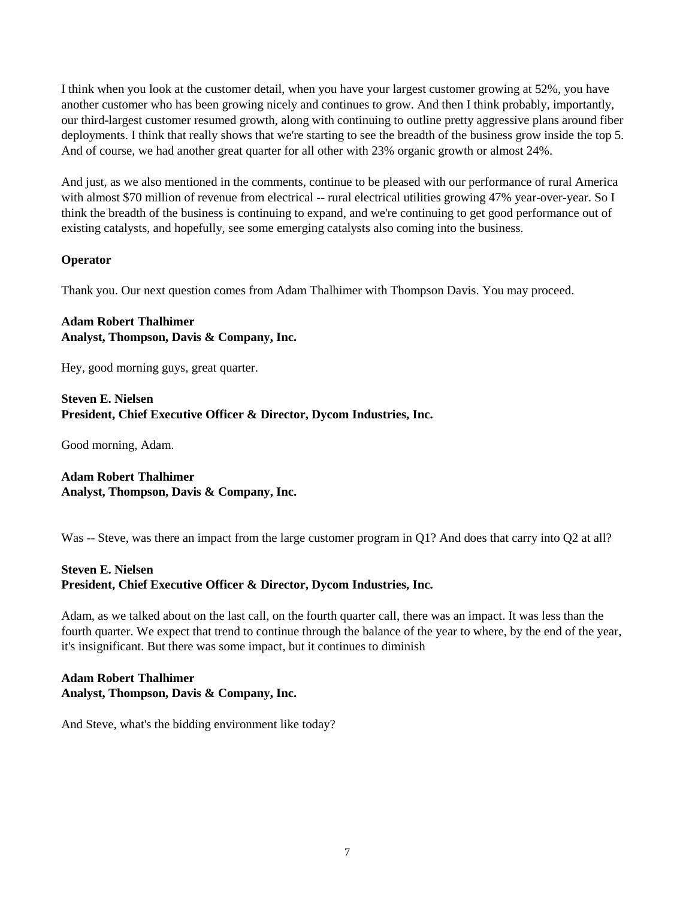I think when you look at the customer detail, when you have your largest customer growing at 52%, you have another customer who has been growing nicely and continues to grow. And then I think probably, importantly, our third-largest customer resumed growth, along with continuing to outline pretty aggressive plans around fiber deployments. I think that really shows that we're starting to see the breadth of the business grow inside the top 5. And of course, we had another great quarter for all other with 23% organic growth or almost 24%.

And just, as we also mentioned in the comments, continue to be pleased with our performance of rural America with almost $70 million of revenue from electrical -- rural electrical utilities growing 47% year-over-year. So I think the breadth of the business is continuing to expand, and we're continuing to get good performance out of existing catalysts, and hopefully, see some emerging catalysts also coming into the business.

**Operator**

Thank you. Our next question comes from Adam Thalhimer with Thompson Davis. You may proceed.

**Adam Robert Thalhimer**
**Analyst, Thompson, Davis & Company, Inc.**

Hey, good morning guys, great quarter.

**Steven E. Nielsen**
**President, Chief Executive Officer & Director, Dycom Industries, Inc.**

Good morning, Adam.

**Adam Robert Thalhimer**
**Analyst, Thompson, Davis & Company, Inc.**

Was -- Steve, was there an impact from the large customer program in Q1? And does that carry into Q2 at all?

**Steven E. Nielsen**
**President, Chief Executive Officer & Director, Dycom Industries, Inc.**

Adam, as we talked about on the last call, on the fourth quarter call, there was an impact. It was less than the fourth quarter. We expect that trend to continue through the balance of the year to where, by the end of the year, it's insignificant. But there was some impact, but it continues to diminish

**Adam Robert Thalhimer**
**Analyst, Thompson, Davis & Company, Inc.**

And Steve, what's the bidding environment like today?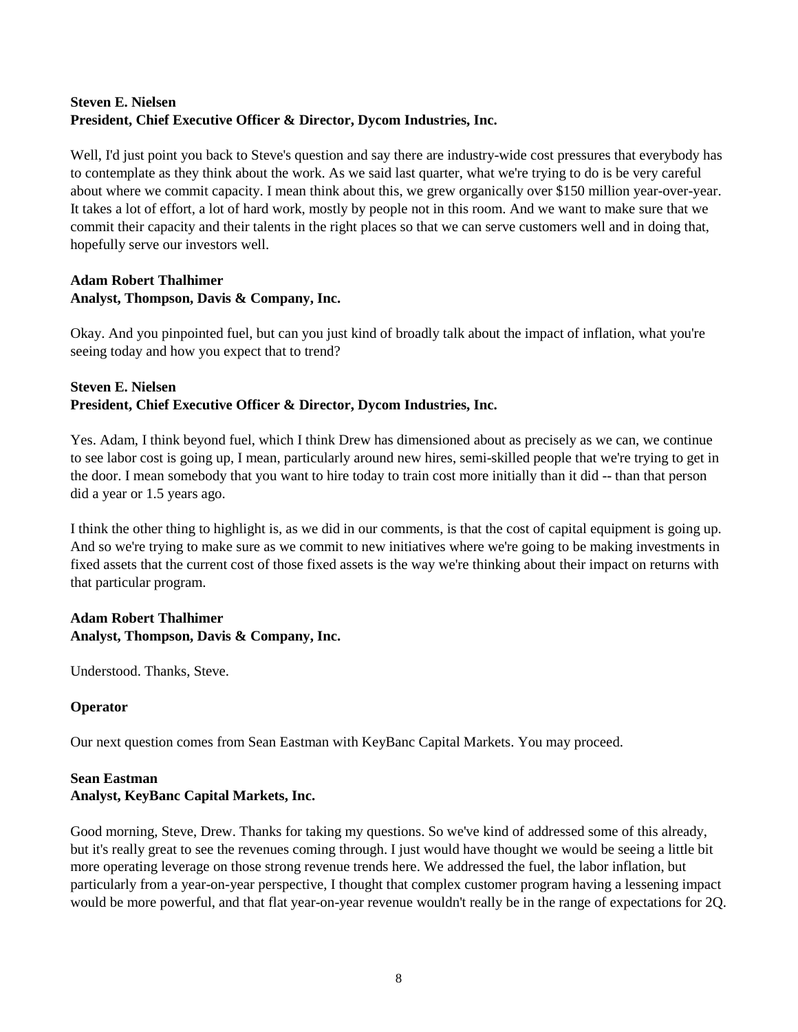**Steven E. Nielsen**
**President, Chief Executive Officer & Director, Dycom Industries, Inc.**

Well, I'd just point you back to Steve's question and say there are industry-wide cost pressures that everybody has to contemplate as they think about the work. As we said last quarter, what we're trying to do is be very careful about where we commit capacity. I mean think about this, we grew organically over $150 million year-over-year. It takes a lot of effort, a lot of hard work, mostly by people not in this room. And we want to make sure that we commit their capacity and their talents in the right places so that we can serve customers well and in doing that, hopefully serve our investors well.

**Adam Robert Thalhimer**
**Analyst, Thompson, Davis & Company, Inc.**

Okay. And you pinpointed fuel, but can you just kind of broadly talk about the impact of inflation, what you're seeing today and how you expect that to trend?

**Steven E. Nielsen**
**President, Chief Executive Officer & Director, Dycom Industries, Inc.**

Yes. Adam, I think beyond fuel, which I think Drew has dimensioned about as precisely as we can, we continue to see labor cost is going up, I mean, particularly around new hires, semi-skilled people that we're trying to get in the door. I mean somebody that you want to hire today to train cost more initially than it did -- than that person did a year or 1.5 years ago.

I think the other thing to highlight is, as we did in our comments, is that the cost of capital equipment is going up. And so we're trying to make sure as we commit to new initiatives where we're going to be making investments in fixed assets that the current cost of those fixed assets is the way we're thinking about their impact on returns with that particular program.

**Adam Robert Thalhimer**
**Analyst, Thompson, Davis & Company, Inc.**

Understood. Thanks, Steve.

**Operator**

Our next question comes from Sean Eastman with KeyBanc Capital Markets. You may proceed.

**Sean Eastman**
**Analyst, KeyBanc Capital Markets, Inc.**

Good morning, Steve, Drew. Thanks for taking my questions. So we've kind of addressed some of this already, but it's really great to see the revenues coming through. I just would have thought we would be seeing a little bit more operating leverage on those strong revenue trends here. We addressed the fuel, the labor inflation, but particularly from a year-on-year perspective, I thought that complex customer program having a lessening impact would be more powerful, and that flat year-on-year revenue wouldn't really be in the range of expectations for 2Q.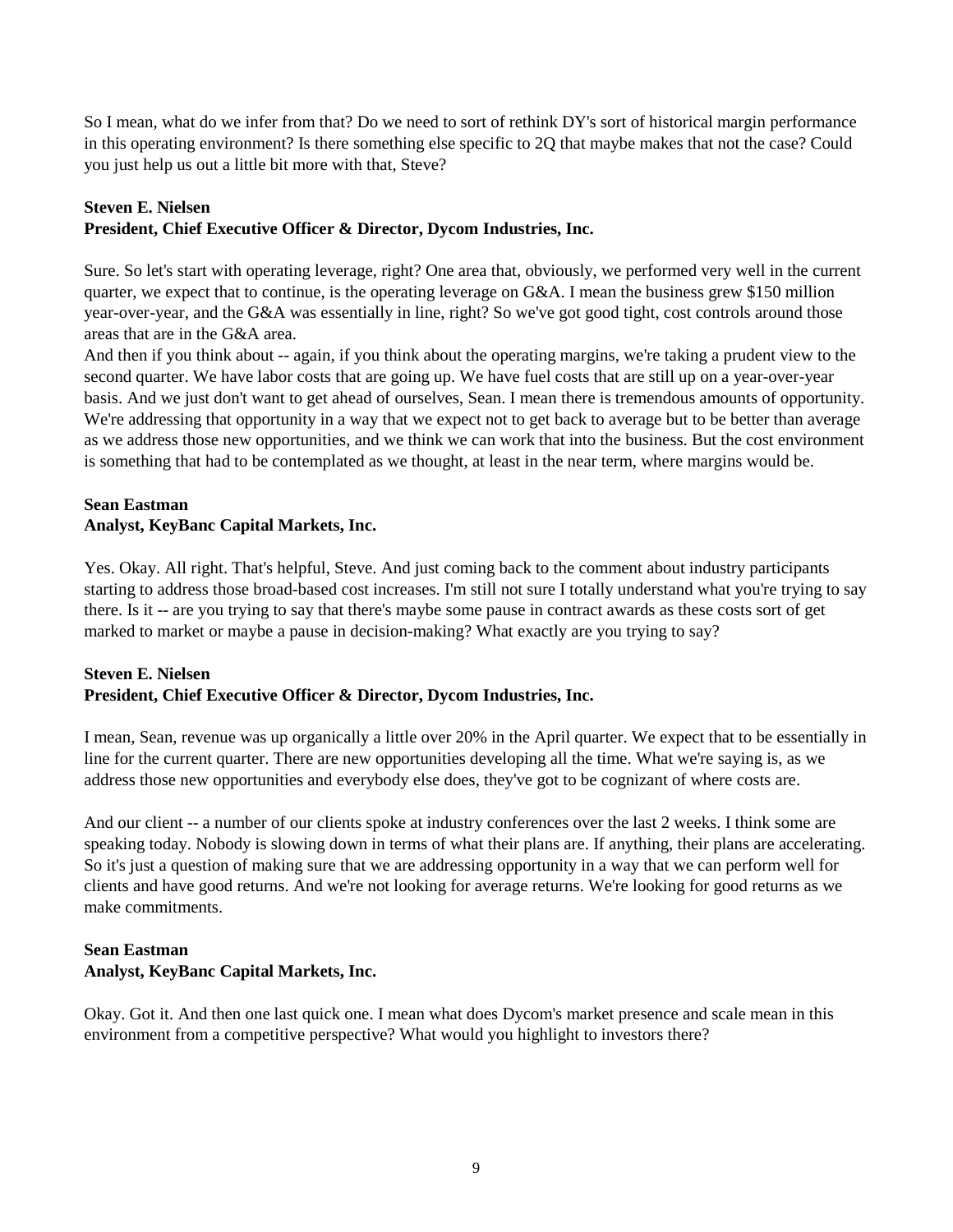So I mean, what do we infer from that? Do we need to sort of rethink DY's sort of historical margin performance in this operating environment? Is there something else specific to 2Q that maybe makes that not the case? Could you just help us out a little bit more with that, Steve?

**Steven E. Nielsen**
**President, Chief Executive Officer & Director, Dycom Industries, Inc.**

Sure. So let's start with operating leverage, right? One area that, obviously, we performed very well in the current quarter, we expect that to continue, is the operating leverage on G&A. I mean the business grew $150 million year-over-year, and the G&A was essentially in line, right? So we've got good tight, cost controls around those areas that are in the G&A area.

And then if you think about -- again, if you think about the operating margins, we're taking a prudent view to the second quarter. We have labor costs that are going up. We have fuel costs that are still up on a year-over-year basis. And we just don't want to get ahead of ourselves, Sean. I mean there is tremendous amounts of opportunity. We're addressing that opportunity in a way that we expect not to get back to average but to be better than average as we address those new opportunities, and we think we can work that into the business. But the cost environment is something that had to be contemplated as we thought, at least in the near term, where margins would be.

**Sean Eastman**
**Analyst, KeyBanc Capital Markets, Inc.**

Yes. Okay. All right. That's helpful, Steve. And just coming back to the comment about industry participants starting to address those broad-based cost increases. I'm still not sure I totally understand what you're trying to say there. Is it -- are you trying to say that there's maybe some pause in contract awards as these costs sort of get marked to market or maybe a pause in decision-making? What exactly are you trying to say?

**Steven E. Nielsen**
**President, Chief Executive Officer & Director, Dycom Industries, Inc.**

I mean, Sean, revenue was up organically a little over 20% in the April quarter. We expect that to be essentially in line for the current quarter. There are new opportunities developing all the time. What we're saying is, as we address those new opportunities and everybody else does, they've got to be cognizant of where costs are.

And our client -- a number of our clients spoke at industry conferences over the last 2 weeks. I think some are speaking today. Nobody is slowing down in terms of what their plans are. If anything, their plans are accelerating. So it's just a question of making sure that we are addressing opportunity in a way that we can perform well for clients and have good returns. And we're not looking for average returns. We're looking for good returns as we make commitments.

**Sean Eastman**
**Analyst, KeyBanc Capital Markets, Inc.**

Okay. Got it. And then one last quick one. I mean what does Dycom's market presence and scale mean in this environment from a competitive perspective? What would you highlight to investors there?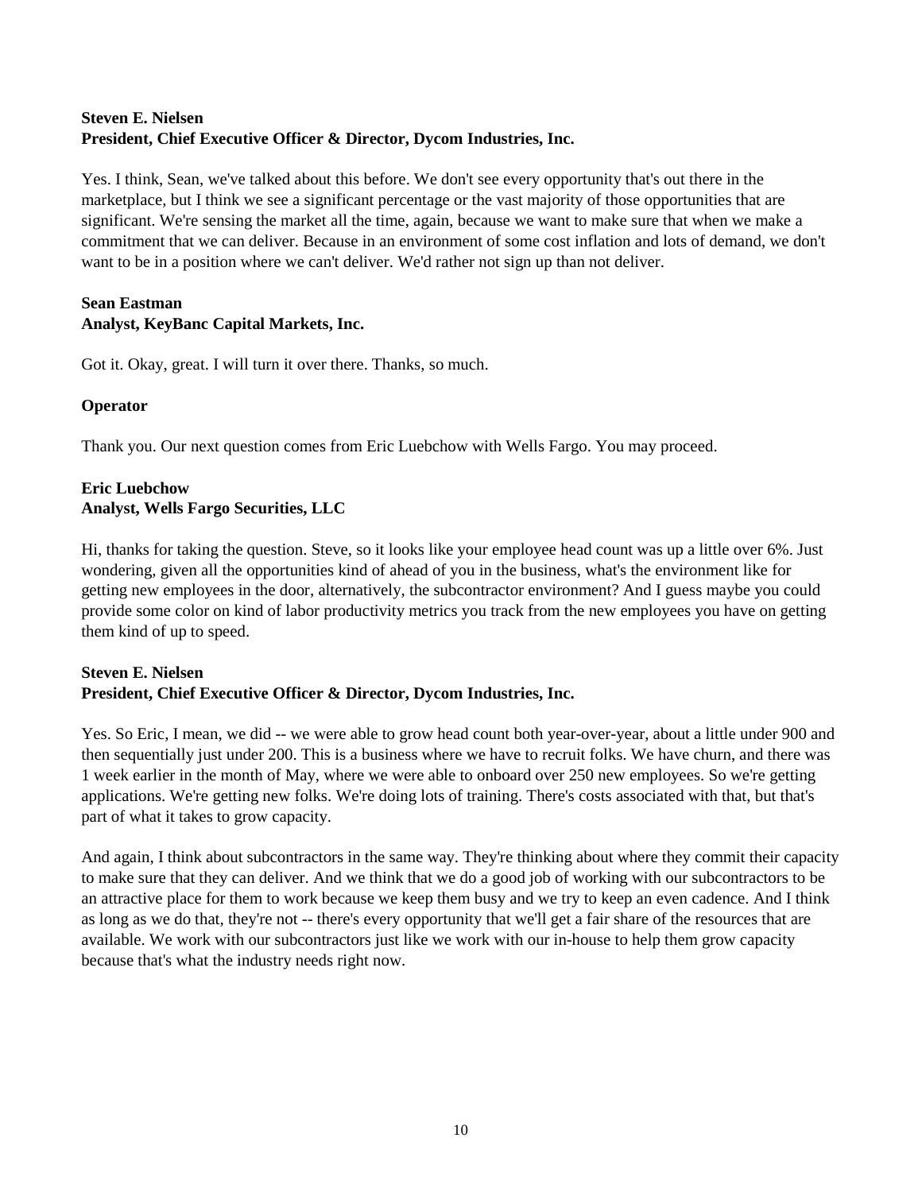**Steven E. Nielsen**
**President, Chief Executive Officer & Director, Dycom Industries, Inc.**

Yes. I think, Sean, we've talked about this before. We don't see every opportunity that's out there in the marketplace, but I think we see a significant percentage or the vast majority of those opportunities that are significant. We're sensing the market all the time, again, because we want to make sure that when we make a commitment that we can deliver. Because in an environment of some cost inflation and lots of demand, we don't want to be in a position where we can't deliver. We'd rather not sign up than not deliver.

**Sean Eastman**
**Analyst, KeyBanc Capital Markets, Inc.**

Got it. Okay, great. I will turn it over there. Thanks, so much.

**Operator**

Thank you. Our next question comes from Eric Luebchow with Wells Fargo. You may proceed.

**Eric Luebchow**
**Analyst, Wells Fargo Securities, LLC**

Hi, thanks for taking the question. Steve, so it looks like your employee head count was up a little over 6%. Just wondering, given all the opportunities kind of ahead of you in the business, what's the environment like for getting new employees in the door, alternatively, the subcontractor environment? And I guess maybe you could provide some color on kind of labor productivity metrics you track from the new employees you have on getting them kind of up to speed.

**Steven E. Nielsen**
**President, Chief Executive Officer & Director, Dycom Industries, Inc.**

Yes. So Eric, I mean, we did -- we were able to grow head count both year-over-year, about a little under 900 and then sequentially just under 200. This is a business where we have to recruit folks. We have churn, and there was 1 week earlier in the month of May, where we were able to onboard over 250 new employees. So we're getting applications. We're getting new folks. We're doing lots of training. There's costs associated with that, but that's part of what it takes to grow capacity.

And again, I think about subcontractors in the same way. They're thinking about where they commit their capacity to make sure that they can deliver. And we think that we do a good job of working with our subcontractors to be an attractive place for them to work because we keep them busy and we try to keep an even cadence. And I think as long as we do that, they're not -- there's every opportunity that we'll get a fair share of the resources that are available. We work with our subcontractors just like we work with our in-house to help them grow capacity because that's what the industry needs right now.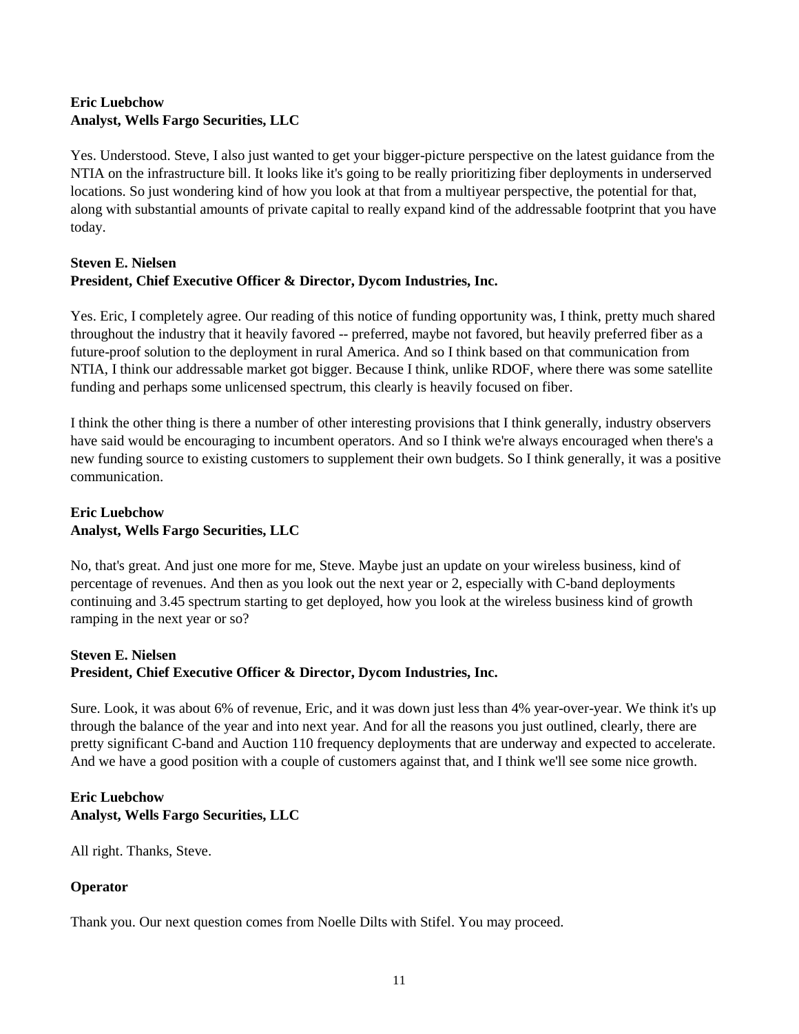**Eric Luebchow**
**Analyst, Wells Fargo Securities, LLC**

Yes. Understood. Steve, I also just wanted to get your bigger-picture perspective on the latest guidance from the NTIA on the infrastructure bill. It looks like it's going to be really prioritizing fiber deployments in underserved locations. So just wondering kind of how you look at that from a multiyear perspective, the potential for that, along with substantial amounts of private capital to really expand kind of the addressable footprint that you have today.

**Steven E. Nielsen**
**President, Chief Executive Officer & Director, Dycom Industries, Inc.**

Yes. Eric, I completely agree. Our reading of this notice of funding opportunity was, I think, pretty much shared throughout the industry that it heavily favored -- preferred, maybe not favored, but heavily preferred fiber as a future-proof solution to the deployment in rural America. And so I think based on that communication from NTIA, I think our addressable market got bigger. Because I think, unlike RDOF, where there was some satellite funding and perhaps some unlicensed spectrum, this clearly is heavily focused on fiber.

I think the other thing is there a number of other interesting provisions that I think generally, industry observers have said would be encouraging to incumbent operators. And so I think we're always encouraged when there's a new funding source to existing customers to supplement their own budgets. So I think generally, it was a positive communication.

**Eric Luebchow**
**Analyst, Wells Fargo Securities, LLC**

No, that's great. And just one more for me, Steve. Maybe just an update on your wireless business, kind of percentage of revenues. And then as you look out the next year or 2, especially with C-band deployments continuing and 3.45 spectrum starting to get deployed, how you look at the wireless business kind of growth ramping in the next year or so?

**Steven E. Nielsen**
**President, Chief Executive Officer & Director, Dycom Industries, Inc.**

Sure. Look, it was about 6% of revenue, Eric, and it was down just less than 4% year-over-year. We think it's up through the balance of the year and into next year. And for all the reasons you just outlined, clearly, there are pretty significant C-band and Auction 110 frequency deployments that are underway and expected to accelerate. And we have a good position with a couple of customers against that, and I think we'll see some nice growth.

**Eric Luebchow**
**Analyst, Wells Fargo Securities, LLC**

All right. Thanks, Steve.

**Operator**

Thank you. Our next question comes from Noelle Dilts with Stifel. You may proceed.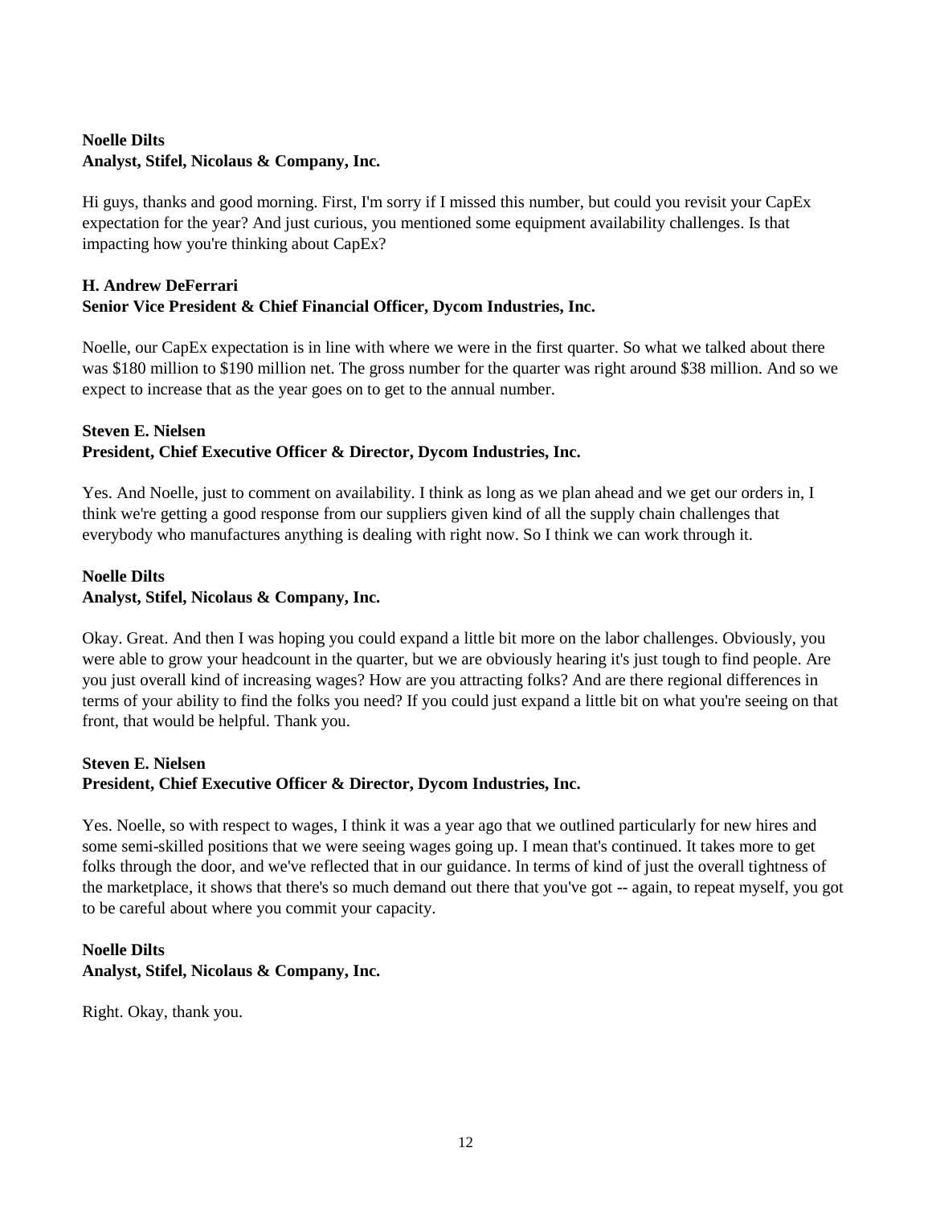**Noelle Dilts**
**Analyst, Stifel, Nicolaus & Company, Inc.**

Hi guys, thanks and good morning. First, I'm sorry if I missed this number, but could you revisit your CapEx expectation for the year? And just curious, you mentioned some equipment availability challenges. Is that impacting how you're thinking about CapEx?

**H. Andrew DeFerrari**
**Senior Vice President & Chief Financial Officer, Dycom Industries, Inc.**

Noelle, our CapEx expectation is in line with where we were in the first quarter. So what we talked about there was $180 million to $190 million net. The gross number for the quarter was right around $38 million. And so we expect to increase that as the year goes on to get to the annual number.

**Steven E. Nielsen**
**President, Chief Executive Officer & Director, Dycom Industries, Inc.**

Yes. And Noelle, just to comment on availability. I think as long as we plan ahead and we get our orders in, I think we're getting a good response from our suppliers given kind of all the supply chain challenges that everybody who manufactures anything is dealing with right now. So I think we can work through it.

**Noelle Dilts**
**Analyst, Stifel, Nicolaus & Company, Inc.**

Okay. Great. And then I was hoping you could expand a little bit more on the labor challenges. Obviously, you were able to grow your headcount in the quarter, but we are obviously hearing it's just tough to find people. Are you just overall kind of increasing wages? How are you attracting folks? And are there regional differences in terms of your ability to find the folks you need? If you could just expand a little bit on what you're seeing on that front, that would be helpful. Thank you.

**Steven E. Nielsen**
**President, Chief Executive Officer & Director, Dycom Industries, Inc.**

Yes. Noelle, so with respect to wages, I think it was a year ago that we outlined particularly for new hires and some semi-skilled positions that we were seeing wages going up. I mean that's continued. It takes more to get folks through the door, and we've reflected that in our guidance. In terms of kind of just the overall tightness of the marketplace, it shows that there's so much demand out there that you've got -- again, to repeat myself, you got to be careful about where you commit your capacity.

**Noelle Dilts**
**Analyst, Stifel, Nicolaus & Company, Inc.**

Right. Okay, thank you.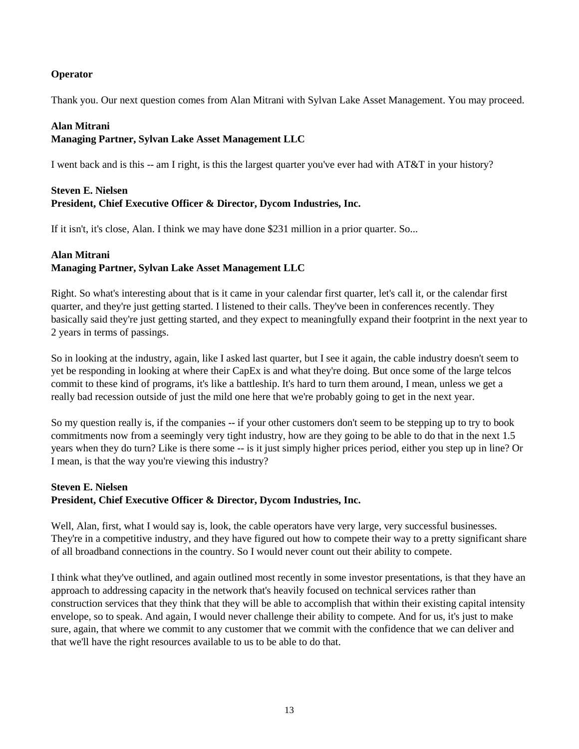**Operator**

Thank you. Our next question comes from Alan Mitrani with Sylvan Lake Asset Management. You may proceed.

**Alan Mitrani**
**Managing Partner, Sylvan Lake Asset Management LLC**

I went back and is this -- am I right, is this the largest quarter you've ever had with AT&T in your history?

**Steven E. Nielsen**
**President, Chief Executive Officer & Director, Dycom Industries, Inc.**

If it isn't, it's close, Alan. I think we may have done $231 million in a prior quarter. So...

**Alan Mitrani**
**Managing Partner, Sylvan Lake Asset Management LLC**

Right. So what's interesting about that is it came in your calendar first quarter, let's call it, or the calendar first quarter, and they're just getting started. I listened to their calls. They've been in conferences recently. They basically said they're just getting started, and they expect to meaningfully expand their footprint in the next year to 2 years in terms of passings.

So in looking at the industry, again, like I asked last quarter, but I see it again, the cable industry doesn't seem to yet be responding in looking at where their CapEx is and what they're doing. But once some of the large telcos commit to these kind of programs, it's like a battleship. It's hard to turn them around, I mean, unless we get a really bad recession outside of just the mild one here that we're probably going to get in the next year.

So my question really is, if the companies -- if your other customers don't seem to be stepping up to try to book commitments now from a seemingly very tight industry, how are they going to be able to do that in the next 1.5 years when they do turn? Like is there some -- is it just simply higher prices period, either you step up in line? Or I mean, is that the way you're viewing this industry?

**Steven E. Nielsen**
**President, Chief Executive Officer & Director, Dycom Industries, Inc.**

Well, Alan, first, what I would say is, look, the cable operators have very large, very successful businesses. They're in a competitive industry, and they have figured out how to compete their way to a pretty significant share of all broadband connections in the country. So I would never count out their ability to compete.

I think what they've outlined, and again outlined most recently in some investor presentations, is that they have an approach to addressing capacity in the network that's heavily focused on technical services rather than construction services that they think that they will be able to accomplish that within their existing capital intensity envelope, so to speak. And again, I would never challenge their ability to compete. And for us, it's just to make sure, again, that where we commit to any customer that we commit with the confidence that we can deliver and that we'll have the right resources available to us to be able to do that.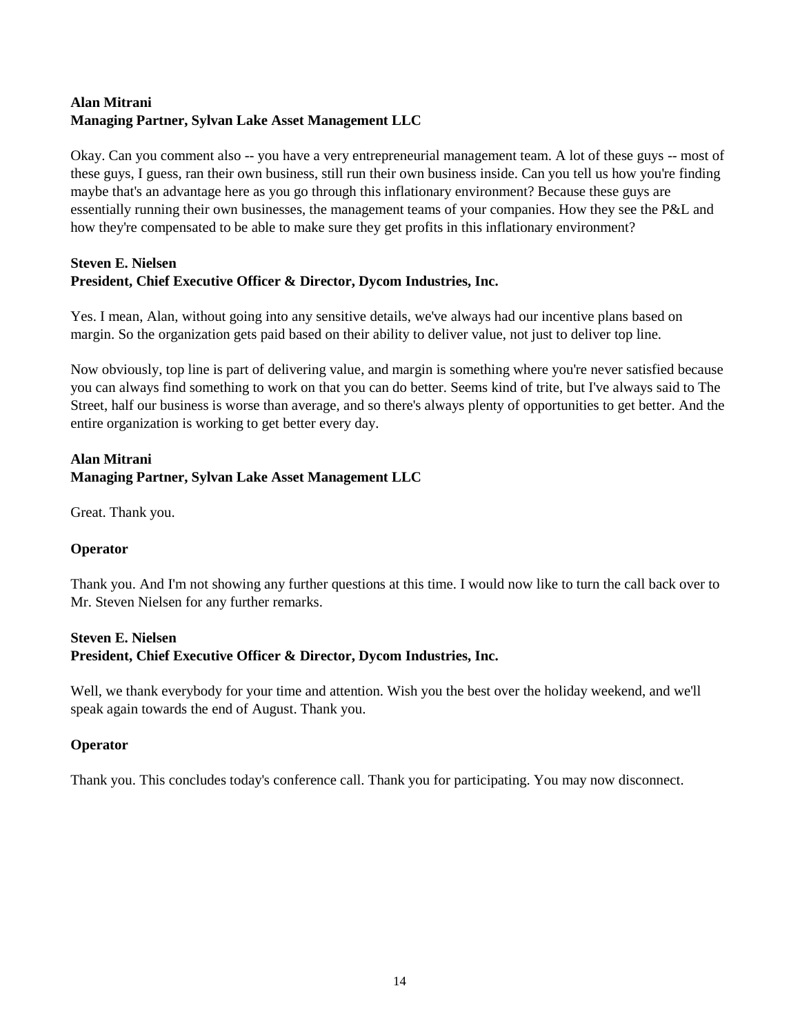**Alan Mitrani**
**Managing Partner, Sylvan Lake Asset Management LLC**

Okay. Can you comment also -- you have a very entrepreneurial management team. A lot of these guys -- most of these guys, I guess, ran their own business, still run their own business inside. Can you tell us how you're finding maybe that's an advantage here as you go through this inflationary environment? Because these guys are essentially running their own businesses, the management teams of your companies. How they see the P&L and how they're compensated to be able to make sure they get profits in this inflationary environment?

**Steven E. Nielsen**
**President, Chief Executive Officer & Director, Dycom Industries, Inc.**

Yes. I mean, Alan, without going into any sensitive details, we've always had our incentive plans based on margin. So the organization gets paid based on their ability to deliver value, not just to deliver top line.

Now obviously, top line is part of delivering value, and margin is something where you're never satisfied because you can always find something to work on that you can do better. Seems kind of trite, but I've always said to The Street, half our business is worse than average, and so there's always plenty of opportunities to get better. And the entire organization is working to get better every day.

**Alan Mitrani**
**Managing Partner, Sylvan Lake Asset Management LLC**

Great. Thank you.

**Operator**

Thank you. And I'm not showing any further questions at this time. I would now like to turn the call back over to Mr. Steven Nielsen for any further remarks.

**Steven E. Nielsen**
**President, Chief Executive Officer & Director, Dycom Industries, Inc.**

Well, we thank everybody for your time and attention. Wish you the best over the holiday weekend, and we'll speak again towards the end of August. Thank you.

**Operator**

Thank you. This concludes today's conference call. Thank you for participating. You may now disconnect.